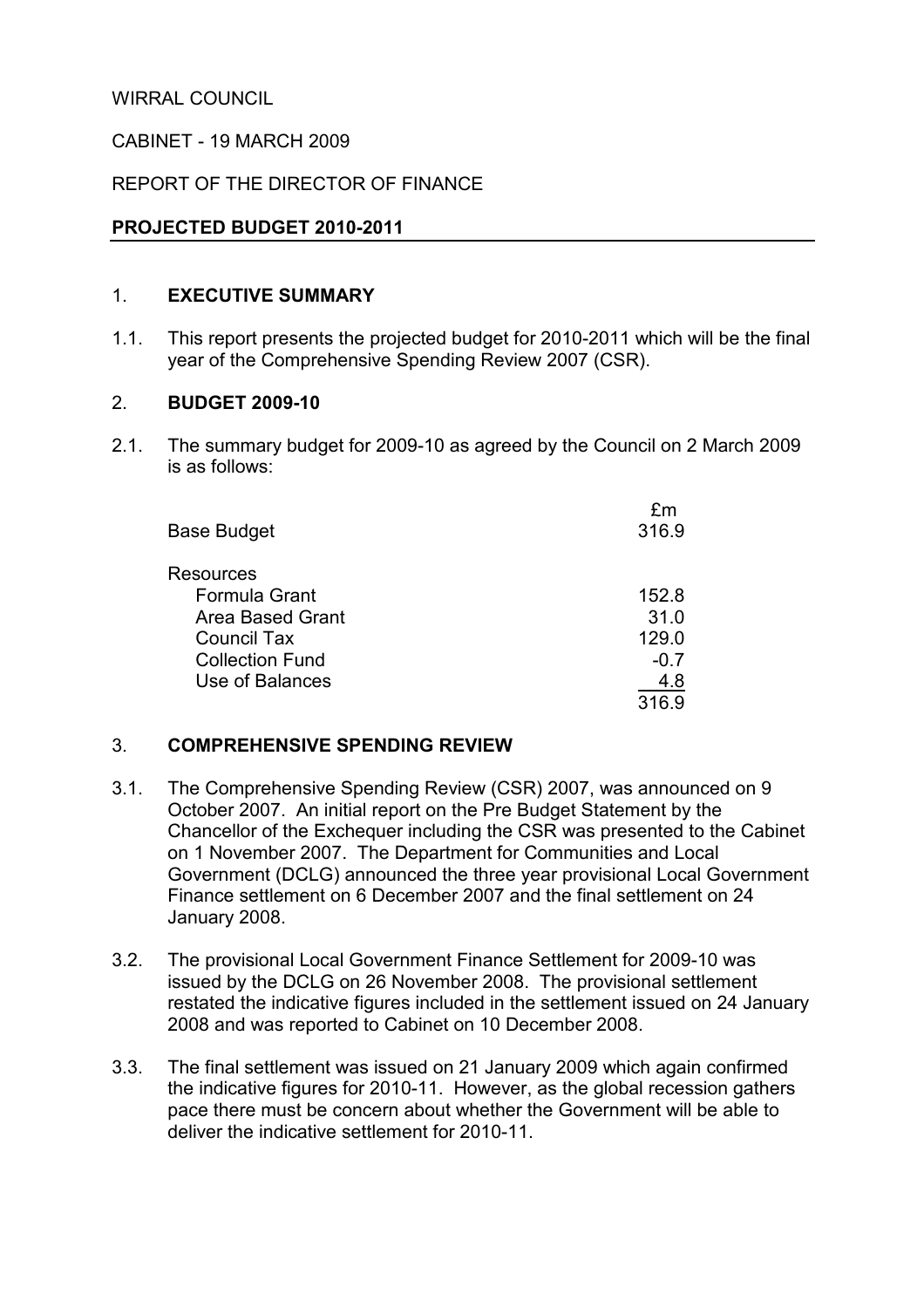WIRRAL COUNCIL

CABINET - 19 MARCH 2009

REPORT OF THE DIRECTOR OF FINANCE

**PROJECTED BUDGET 2010-2011**

## 1. EXECUTIVE SUMMARY

1.1. This report presents the projected budget for 2010-2011 which will be the final year of the Comprehensive Spending Review 2007 (CSR).

## 2. BUDGET 2009-10

2.1. The summary budget for 2009-10 as agreed by the Council on 2 March 2009 is as follows:

| | £m |
|---|---|
| Base Budget | 316.9 |
| Resources | |
| Formula Grant | 152.8 |
| Area Based Grant | 31.0 |
| Council Tax | 129.0 |
| Collection Fund | -0.7 |
| Use of Balances | 4.8 |
| | 316.9 |

## 3. COMPREHENSIVE SPENDING REVIEW

3.1. The Comprehensive Spending Review (CSR) 2007, was announced on 9 October 2007. An initial report on the Pre Budget Statement by the Chancellor of the Exchequer including the CSR was presented to the Cabinet on 1 November 2007. The Department for Communities and Local Government (DCLG) announced the three year provisional Local Government Finance settlement on 6 December 2007 and the final settlement on 24 January 2008.

3.2. The provisional Local Government Finance Settlement for 2009-10 was issued by the DCLG on 26 November 2008. The provisional settlement restated the indicative figures included in the settlement issued on 24 January 2008 and was reported to Cabinet on 10 December 2008.

3.3. The final settlement was issued on 21 January 2009 which again confirmed the indicative figures for 2010-11. However, as the global recession gathers pace there must be concern about whether the Government will be able to deliver the indicative settlement for 2010-11.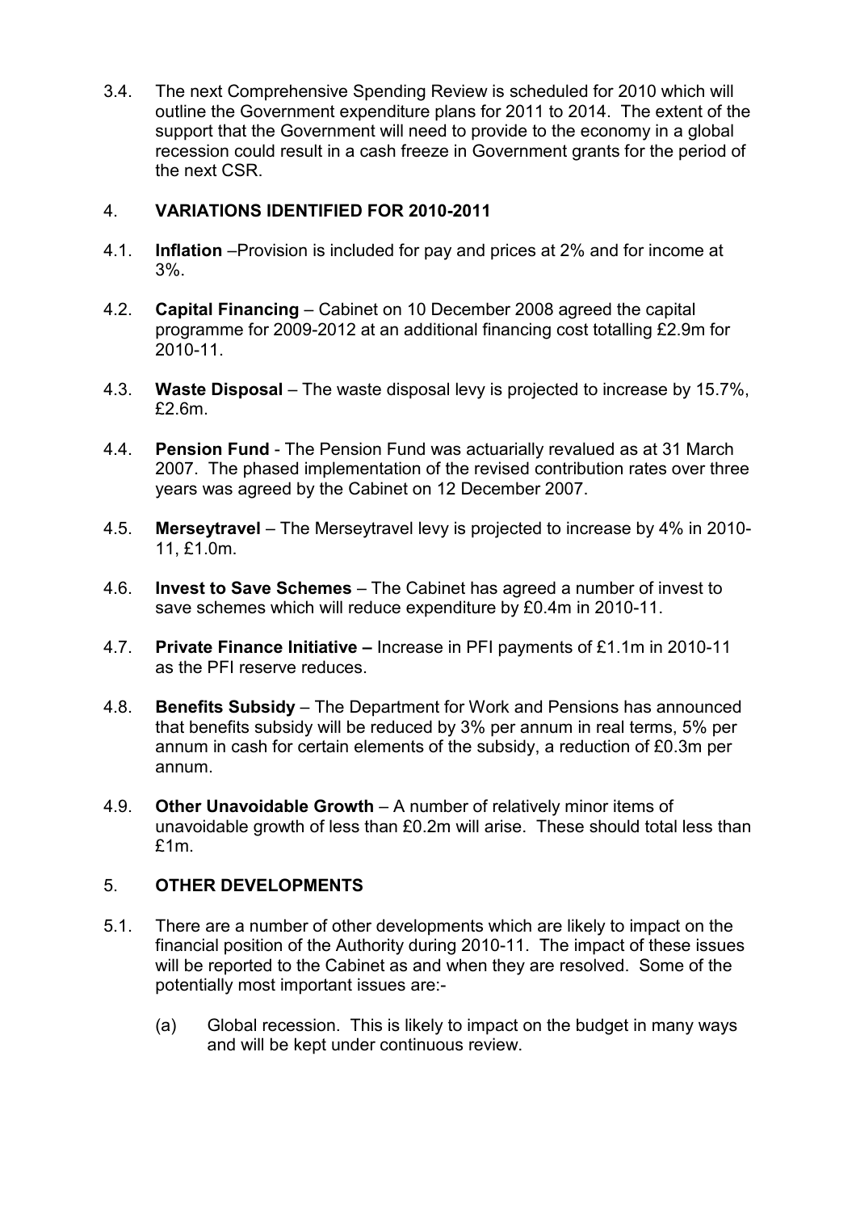3.4. The next Comprehensive Spending Review is scheduled for 2010 which will outline the Government expenditure plans for 2011 to 2014. The extent of the support that the Government will need to provide to the economy in a global recession could result in a cash freeze in Government grants for the period of the next CSR.

## 4. VARIATIONS IDENTIFIED FOR 2010-2011

4.1. **Inflation** –Provision is included for pay and prices at 2% and for income at 3%.

4.2. **Capital Financing** – Cabinet on 10 December 2008 agreed the capital programme for 2009-2012 at an additional financing cost totalling £2.9m for 2010-11.

4.3. **Waste Disposal** – The waste disposal levy is projected to increase by 15.7%, £2.6m.

4.4. **Pension Fund** - The Pension Fund was actuarially revalued as at 31 March 2007. The phased implementation of the revised contribution rates over three years was agreed by the Cabinet on 12 December 2007.

4.5. **Merseytravel** – The Merseytravel levy is projected to increase by 4% in 2010-11, £1.0m.

4.6. **Invest to Save Schemes** – The Cabinet has agreed a number of invest to save schemes which will reduce expenditure by £0.4m in 2010-11.

4.7. **Private Finance Initiative –** Increase in PFI payments of £1.1m in 2010-11 as the PFI reserve reduces.

4.8. **Benefits Subsidy** – The Department for Work and Pensions has announced that benefits subsidy will be reduced by 3% per annum in real terms, 5% per annum in cash for certain elements of the subsidy, a reduction of £0.3m per annum.

4.9. **Other Unavoidable Growth** – A number of relatively minor items of unavoidable growth of less than £0.2m will arise. These should total less than £1m.

## 5. OTHER DEVELOPMENTS

5.1. There are a number of other developments which are likely to impact on the financial position of the Authority during 2010-11. The impact of these issues will be reported to the Cabinet as and when they are resolved. Some of the potentially most important issues are:-

(a) Global recession. This is likely to impact on the budget in many ways and will be kept under continuous review.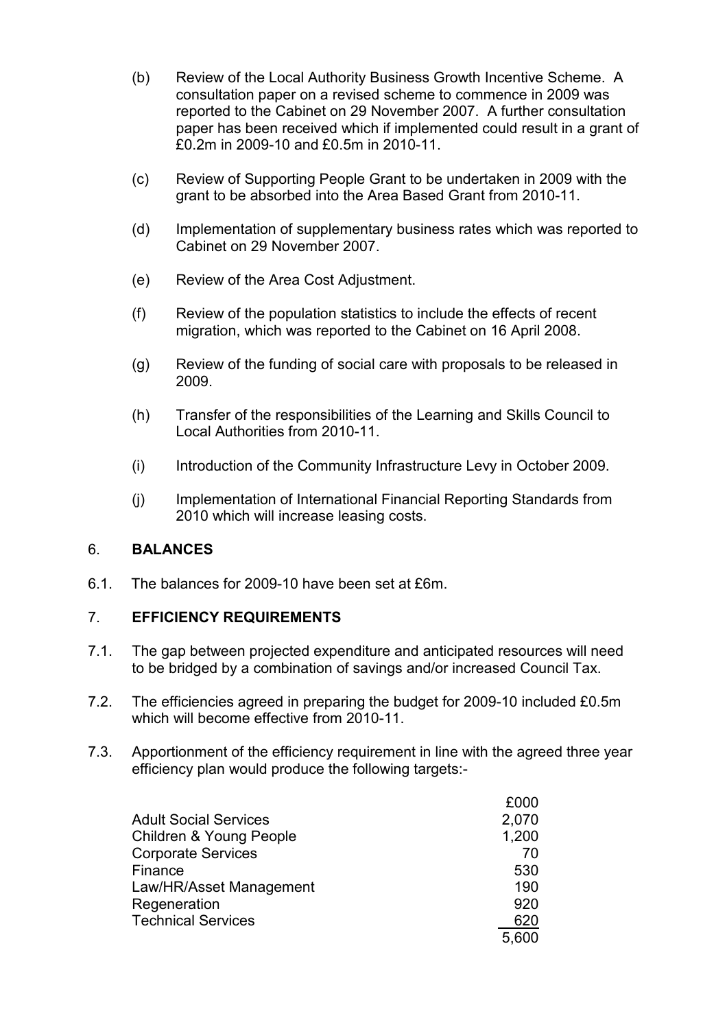(b) Review of the Local Authority Business Growth Incentive Scheme. A consultation paper on a revised scheme to commence in 2009 was reported to the Cabinet on 29 November 2007. A further consultation paper has been received which if implemented could result in a grant of £0.2m in 2009-10 and £0.5m in 2010-11.

(c) Review of Supporting People Grant to be undertaken in 2009 with the grant to be absorbed into the Area Based Grant from 2010-11.

(d) Implementation of supplementary business rates which was reported to Cabinet on 29 November 2007.

(e) Review of the Area Cost Adjustment.

(f) Review of the population statistics to include the effects of recent migration, which was reported to the Cabinet on 16 April 2008.

(g) Review of the funding of social care with proposals to be released in 2009.

(h) Transfer of the responsibilities of the Learning and Skills Council to Local Authorities from 2010-11.

(i) Introduction of the Community Infrastructure Levy in October 2009.

(j) Implementation of International Financial Reporting Standards from 2010 which will increase leasing costs.

## 6. BALANCES

6.1. The balances for 2009-10 have been set at £6m.

## 7. EFFICIENCY REQUIREMENTS

7.1. The gap between projected expenditure and anticipated resources will need to be bridged by a combination of savings and/or increased Council Tax.

7.2. The efficiencies agreed in preparing the budget for 2009-10 included £0.5m which will become effective from 2010-11.

7.3. Apportionment of the efficiency requirement in line with the agreed three year efficiency plan would produce the following targets:-

| | £000 |
|---|---|
| Adult Social Services | 2,070 |
| Children & Young People | 1,200 |
| Corporate Services | 70 |
| Finance | 530 |
| Law/HR/Asset Management | 190 |
| Regeneration | 920 |
| Technical Services | 620 |
| | 5,600 |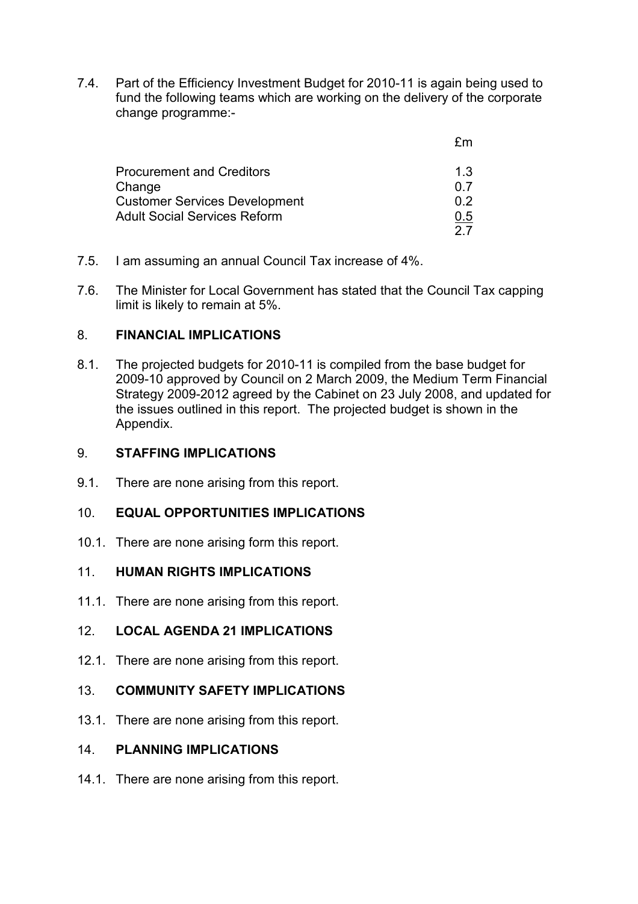7.4. Part of the Efficiency Investment Budget for 2010-11 is again being used to fund the following teams which are working on the delivery of the corporate change programme:-

| | £m |
|---|---|
| Procurement and Creditors | 1.3 |
| Change | 0.7 |
| Customer Services Development | 0.2 |
| Adult Social Services Reform | 0.5 |
| | 2.7 |

7.5. I am assuming an annual Council Tax increase of 4%.

7.6. The Minister for Local Government has stated that the Council Tax capping limit is likely to remain at 5%.

## 8. FINANCIAL IMPLICATIONS

8.1. The projected budgets for 2010-11 is compiled from the base budget for 2009-10 approved by Council on 2 March 2009, the Medium Term Financial Strategy 2009-2012 agreed by the Cabinet on 23 July 2008, and updated for the issues outlined in this report. The projected budget is shown in the Appendix.

## 9. STAFFING IMPLICATIONS

9.1. There are none arising from this report.

## 10. EQUAL OPPORTUNITIES IMPLICATIONS

10.1. There are none arising form this report.

## 11. HUMAN RIGHTS IMPLICATIONS

11.1. There are none arising from this report.

## 12. LOCAL AGENDA 21 IMPLICATIONS

12.1. There are none arising from this report.

## 13. COMMUNITY SAFETY IMPLICATIONS

13.1. There are none arising from this report.

## 14. PLANNING IMPLICATIONS

14.1. There are none arising from this report.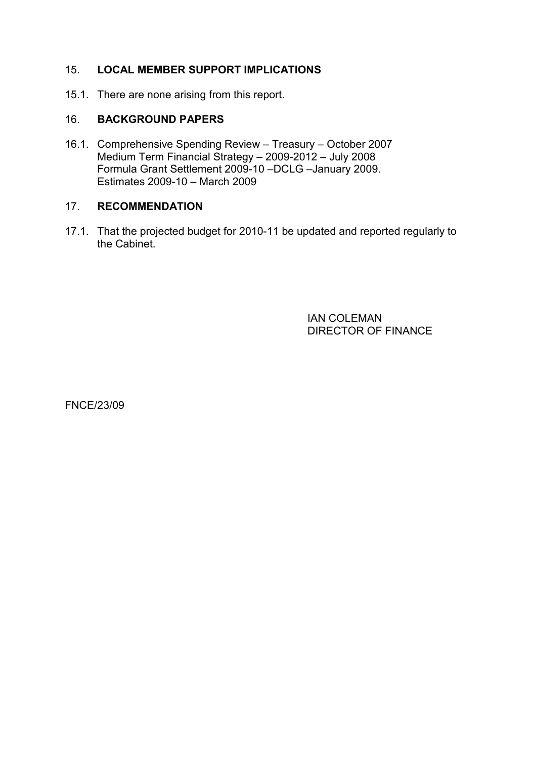## 15. LOCAL MEMBER SUPPORT IMPLICATIONS

15.1. There are none arising from this report.

## 16. BACKGROUND PAPERS

16.1. Comprehensive Spending Review – Treasury – October 2007
Medium Term Financial Strategy – 2009-2012 – July 2008
Formula Grant Settlement 2009-10 –DCLG –January 2009.
Estimates 2009-10 – March 2009

## 17. RECOMMENDATION

17.1. That the projected budget for 2010-11 be updated and reported regularly to the Cabinet.

IAN COLEMAN
DIRECTOR OF FINANCE

FNCE/23/09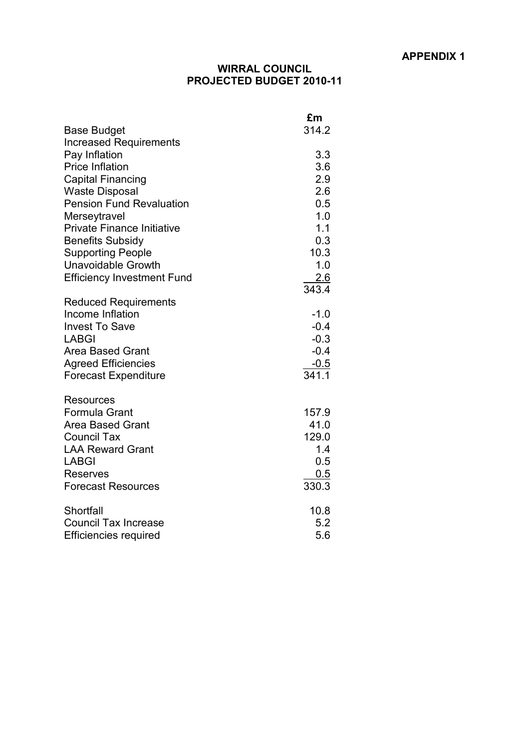**APPENDIX 1**

# WIRRAL COUNCIL
## PROJECTED BUDGET 2010-11

| | £m |
|---|---|
| Base Budget | 314.2 |
| Increased Requirements | |
| Pay Inflation | 3.3 |
| Price Inflation | 3.6 |
| Capital Financing | 2.9 |
| Waste Disposal | 2.6 |
| Pension Fund Revaluation | 0.5 |
| Merseytravel | 1.0 |
| Private Finance Initiative | 1.1 |
| Benefits Subsidy | 0.3 |
| Supporting People | 10.3 |
| Unavoidable Growth | 1.0 |
| Efficiency Investment Fund | 2.6 |
| | 343.4 |
| Reduced Requirements | |
| Income Inflation | -1.0 |
| Invest To Save | -0.4 |
| LABGI | -0.3 |
| Area Based Grant | -0.4 |
| Agreed Efficiencies | -0.5 |
| Forecast Expenditure | 341.1 |
| | |
| Resources | |
| Formula Grant | 157.9 |
| Area Based Grant | 41.0 |
| Council Tax | 129.0 |
| LAA Reward Grant | 1.4 |
| LABGI | 0.5 |
| Reserves | 0.5 |
| Forecast Resources | 330.3 |
| | |
| Shortfall | 10.8 |
| Council Tax Increase | 5.2 |
| Efficiencies required | 5.6 |